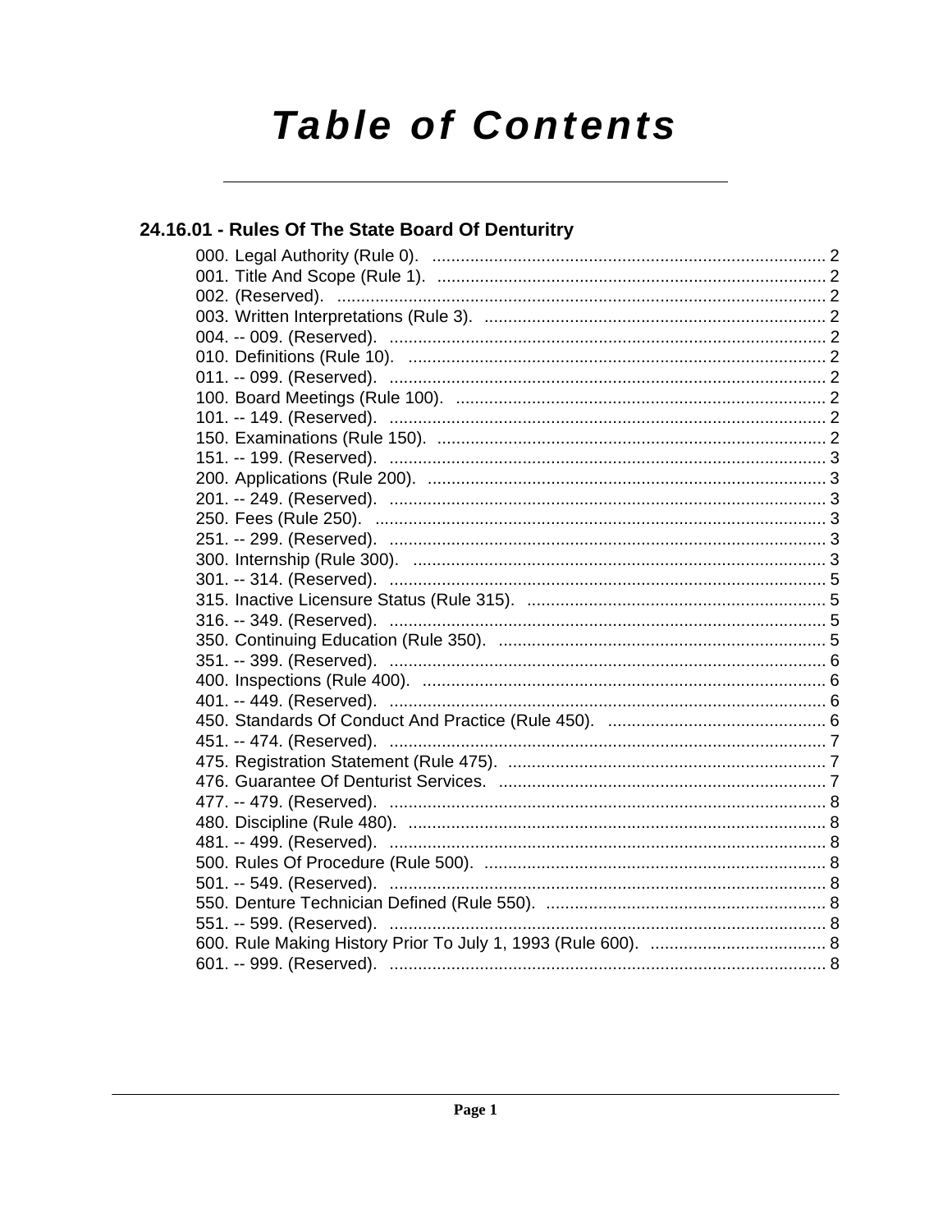# Table of Contents

## 24.16.01 - Rules Of The State Board Of Denturitry

000. Legal Authority (Rule 0). ........ 2
001. Title And Scope (Rule 1). ........ 2
002. (Reserved). ........ 2
003. Written Interpretations (Rule 3). ........ 2
004. -- 009. (Reserved). ........ 2
010. Definitions (Rule 10). ........ 2
011. -- 099. (Reserved). ........ 2
100. Board Meetings (Rule 100). ........ 2
101. -- 149. (Reserved). ........ 2
150. Examinations (Rule 150). ........ 2
151. -- 199. (Reserved). ........ 3
200. Applications (Rule 200). ........ 3
201. -- 249. (Reserved). ........ 3
250. Fees (Rule 250). ........ 3
251. -- 299. (Reserved). ........ 3
300. Internship (Rule 300). ........ 3
301. -- 314. (Reserved). ........ 5
315. Inactive Licensure Status (Rule 315). ........ 5
316. -- 349. (Reserved). ........ 5
350. Continuing Education (Rule 350). ........ 5
351. -- 399. (Reserved). ........ 6
400. Inspections (Rule 400). ........ 6
401. -- 449. (Reserved). ........ 6
450. Standards Of Conduct And Practice (Rule 450). ........ 6
451. -- 474. (Reserved). ........ 7
475. Registration Statement (Rule 475). ........ 7
476. Guarantee Of Denturist Services. ........ 7
477. -- 479. (Reserved). ........ 8
480. Discipline (Rule 480). ........ 8
481. -- 499. (Reserved). ........ 8
500. Rules Of Procedure (Rule 500). ........ 8
501. -- 549. (Reserved). ........ 8
550. Denture Technician Defined (Rule 550). ........ 8
551. -- 599. (Reserved). ........ 8
600. Rule Making History Prior To July 1, 1993 (Rule 600). ........ 8
601. -- 999. (Reserved). ........ 8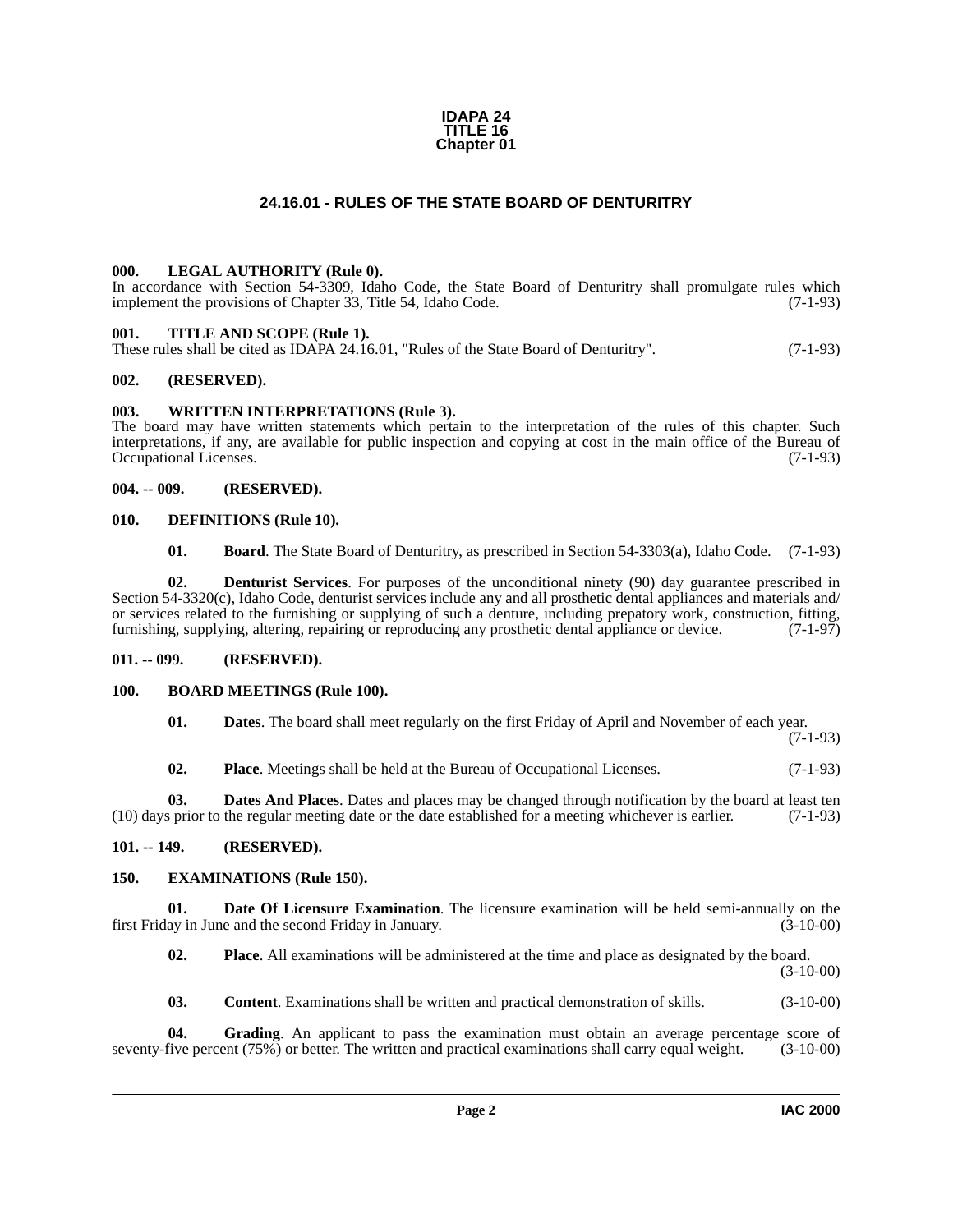# IDAPA 24
# TITLE 16
# Chapter 01

## 24.16.01 - RULES OF THE STATE BOARD OF DENTURITRY

### 000. LEGAL AUTHORITY (Rule 0).

In accordance with Section 54-3309, Idaho Code, the State Board of Denturitry shall promulgate rules which implement the provisions of Chapter 33, Title 54, Idaho Code. (7-1-93)

### 001. TITLE AND SCOPE (Rule 1).

These rules shall be cited as IDAPA 24.16.01, "Rules of the State Board of Denturitry". (7-1-93)

### 002. (RESERVED).

### 003. WRITTEN INTERPRETATIONS (Rule 3).

The board may have written statements which pertain to the interpretation of the rules of this chapter. Such interpretations, if any, are available for public inspection and copying at cost in the main office of the Bureau of Occupational Licenses. (7-1-93)

### 004. -- 009. (RESERVED).

### 010. DEFINITIONS (Rule 10).

**01. Board**. The State Board of Denturitry, as prescribed in Section 54-3303(a), Idaho Code. (7-1-93)

**02. Denturist Services**. For purposes of the unconditional ninety (90) day guarantee prescribed in Section 54-3320(c), Idaho Code, denturist services include any and all prosthetic dental appliances and materials and/or services related to the furnishing or supplying of such a denture, including prepatory work, construction, fitting, furnishing, supplying, altering, repairing or reproducing any prosthetic dental appliance or device. (7-1-97)

### 011. -- 099. (RESERVED).

### 100. BOARD MEETINGS (Rule 100).

**01. Dates**. The board shall meet regularly on the first Friday of April and November of each year. (7-1-93)

**02. Place**. Meetings shall be held at the Bureau of Occupational Licenses. (7-1-93)

**03. Dates And Places**. Dates and places may be changed through notification by the board at least ten (10) days prior to the regular meeting date or the date established for a meeting whichever is earlier. (7-1-93)

### 101. -- 149. (RESERVED).

### 150. EXAMINATIONS (Rule 150).

**01. Date Of Licensure Examination**. The licensure examination will be held semi-annually on the first Friday in June and the second Friday in January. (3-10-00)

**02. Place**. All examinations will be administered at the time and place as designated by the board. (3-10-00)

**03. Content**. Examinations shall be written and practical demonstration of skills. (3-10-00)

**04. Grading**. An applicant to pass the examination must obtain an average percentage score of seventy-five percent (75%) or better. The written and practical examinations shall carry equal weight. (3-10-00)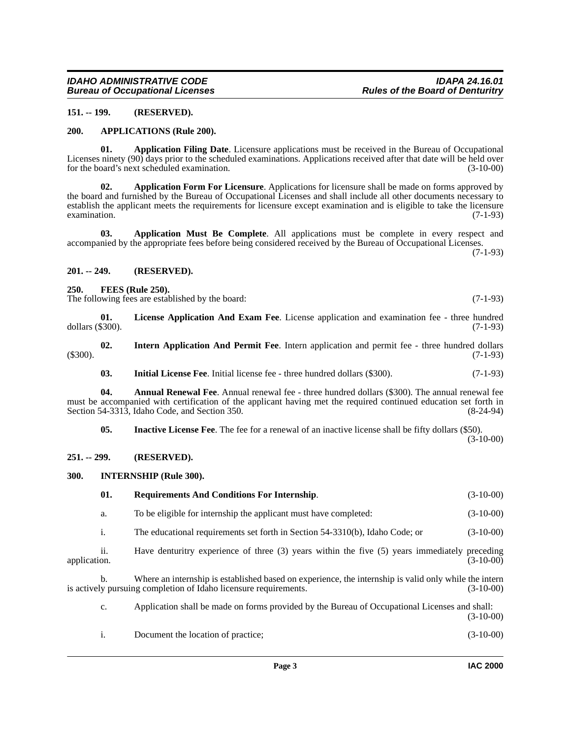**151. -- 199. (RESERVED).**

**200. APPLICATIONS (Rule 200).**

**01. Application Filing Date**. Licensure applications must be received in the Bureau of Occupational Licenses ninety (90) days prior to the scheduled examinations. Applications received after that date will be held over for the board's next scheduled examination. (3-10-00)

**02. Application Form For Licensure**. Applications for licensure shall be made on forms approved by the board and furnished by the Bureau of Occupational Licenses and shall include all other documents necessary to establish the applicant meets the requirements for licensure except examination and is eligible to take the licensure examination. (7-1-93)

**03. Application Must Be Complete**. All applications must be complete in every respect and accompanied by the appropriate fees before being considered received by the Bureau of Occupational Licenses. (7-1-93)

**201. -- 249. (RESERVED).**

**250. FEES (Rule 250).**

The following fees are established by the board: (7-1-93)

**01. License Application And Exam Fee**. License application and examination fee - three hundred dollars ($300). (7-1-93)

**02. Intern Application And Permit Fee**. Intern application and permit fee - three hundred dollars ($300). (7-1-93)

**03. Initial License Fee**. Initial license fee - three hundred dollars ($300). (7-1-93)

**04. Annual Renewal Fee**. Annual renewal fee - three hundred dollars ($300). The annual renewal fee must be accompanied with certification of the applicant having met the required continued education set forth in Section 54-3313, Idaho Code, and Section 350. (8-24-94)

**05. Inactive License Fee**. The fee for a renewal of an inactive license shall be fifty dollars ($50). (3-10-00)

**251. -- 299. (RESERVED).**

**300. INTERNSHIP (Rule 300).**

**01. Requirements And Conditions For Internship**. (3-10-00)

a. To be eligible for internship the applicant must have completed: (3-10-00)

i. The educational requirements set forth in Section 54-3310(b), Idaho Code; or (3-10-00)

ii. Have denturitry experience of three (3) years within the five (5) years immediately preceding application. (3-10-00)

b. Where an internship is established based on experience, the internship is valid only while the intern is actively pursuing completion of Idaho licensure requirements. (3-10-00)

c. Application shall be made on forms provided by the Bureau of Occupational Licenses and shall: (3-10-00)

i. Document the location of practice; (3-10-00)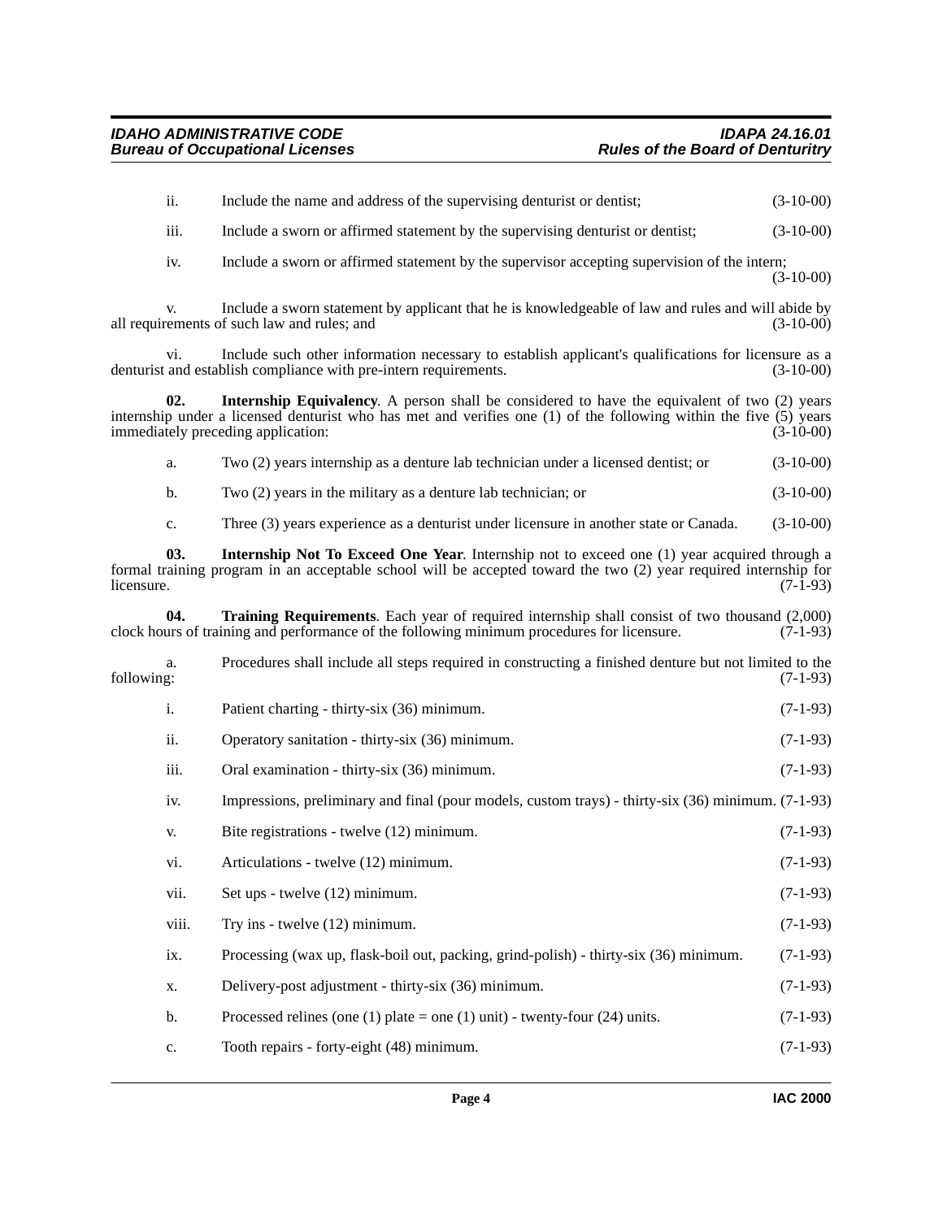ii. Include the name and address of the supervising denturist or dentist; (3-10-00)

iii. Include a sworn or affirmed statement by the supervising denturist or dentist; (3-10-00)

iv. Include a sworn or affirmed statement by the supervisor accepting supervision of the intern; (3-10-00)

v. Include a sworn statement by applicant that he is knowledgeable of law and rules and will abide by all requirements of such law and rules; and (3-10-00)

vi. Include such other information necessary to establish applicant's qualifications for licensure as a denturist and establish compliance with pre-intern requirements. (3-10-00)

**02. Internship Equivalency**. A person shall be considered to have the equivalent of two (2) years internship under a licensed denturist who has met and verifies one (1) of the following within the five (5) years immediately preceding application: (3-10-00)

a. Two (2) years internship as a denture lab technician under a licensed dentist; or (3-10-00)

b. Two (2) years in the military as a denture lab technician; or (3-10-00)

c. Three (3) years experience as a denturist under licensure in another state or Canada. (3-10-00)

**03. Internship Not To Exceed One Year**. Internship not to exceed one (1) year acquired through a formal training program in an acceptable school will be accepted toward the two (2) year required internship for licensure. (7-1-93)

**04. Training Requirements**. Each year of required internship shall consist of two thousand (2,000) clock hours of training and performance of the following minimum procedures for licensure. (7-1-93)

a. Procedures shall include all steps required in constructing a finished denture but not limited to the following: (7-1-93)

i. Patient charting - thirty-six (36) minimum. (7-1-93)

ii. Operatory sanitation - thirty-six (36) minimum. (7-1-93)

iii. Oral examination - thirty-six (36) minimum. (7-1-93)

iv. Impressions, preliminary and final (pour models, custom trays) - thirty-six (36) minimum. (7-1-93)

v. Bite registrations - twelve (12) minimum. (7-1-93)

vi. Articulations - twelve (12) minimum. (7-1-93)

vii. Set ups - twelve (12) minimum. (7-1-93)

viii. Try ins - twelve (12) minimum. (7-1-93)

ix. Processing (wax up, flask-boil out, packing, grind-polish) - thirty-six (36) minimum. (7-1-93)

x. Delivery-post adjustment - thirty-six (36) minimum. (7-1-93)

b. Processed relines (one (1) plate = one (1) unit) - twenty-four (24) units. (7-1-93)

c. Tooth repairs - forty-eight (48) minimum. (7-1-93)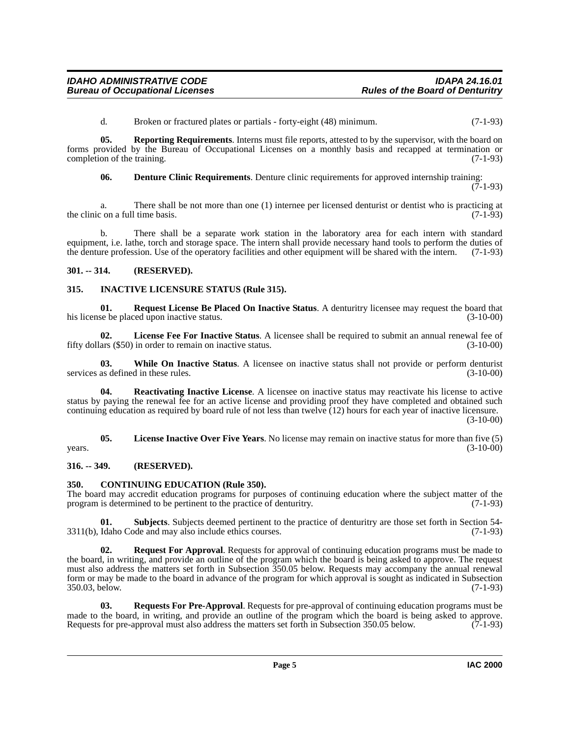d. Broken or fractured plates or partials - forty-eight (48) minimum. (7-1-93)

**05. Reporting Requirements**. Interns must file reports, attested to by the supervisor, with the board on forms provided by the Bureau of Occupational Licenses on a monthly basis and recapped at termination or completion of the training. (7-1-93)

**06. Denture Clinic Requirements**. Denture clinic requirements for approved internship training: (7-1-93)

a. There shall be not more than one (1) internee per licensed denturist or dentist who is practicing at the clinic on a full time basis. (7-1-93)

b. There shall be a separate work station in the laboratory area for each intern with standard equipment, i.e. lathe, torch and storage space. The intern shall provide necessary hand tools to perform the duties of the denture profession. Use of the operatory facilities and other equipment will be shared with the intern. (7-1-93)

### 301. -- 314. (RESERVED).

### 315. INACTIVE LICENSURE STATUS (Rule 315).

**01. Request License Be Placed On Inactive Status**. A denturitry licensee may request the board that his license be placed upon inactive status. (3-10-00)

**02. License Fee For Inactive Status**. A licensee shall be required to submit an annual renewal fee of fifty dollars ($50) in order to remain on inactive status. (3-10-00)

**03. While On Inactive Status**. A licensee on inactive status shall not provide or perform denturist services as defined in these rules. (3-10-00)

**04. Reactivating Inactive License**. A licensee on inactive status may reactivate his license to active status by paying the renewal fee for an active license and providing proof they have completed and obtained such continuing education as required by board rule of not less than twelve (12) hours for each year of inactive licensure. (3-10-00)

**05. License Inactive Over Five Years**. No license may remain on inactive status for more than five (5) years. (3-10-00)

### 316. -- 349. (RESERVED).

### 350. CONTINUING EDUCATION (Rule 350).

The board may accredit education programs for purposes of continuing education where the subject matter of the program is determined to be pertinent to the practice of denturitry. (7-1-93)

**01. Subjects**. Subjects deemed pertinent to the practice of denturitry are those set forth in Section 54-3311(b), Idaho Code and may also include ethics courses. (7-1-93)

**02. Request For Approval**. Requests for approval of continuing education programs must be made to the board, in writing, and provide an outline of the program which the board is being asked to approve. The request must also address the matters set forth in Subsection 350.05 below. Requests may accompany the annual renewal form or may be made to the board in advance of the program for which approval is sought as indicated in Subsection 350.03, below. (7-1-93)

**03. Requests For Pre-Approval**. Requests for pre-approval of continuing education programs must be made to the board, in writing, and provide an outline of the program which the board is being asked to approve. Requests for pre-approval must also address the matters set forth in Subsection 350.05 below. (7-1-93)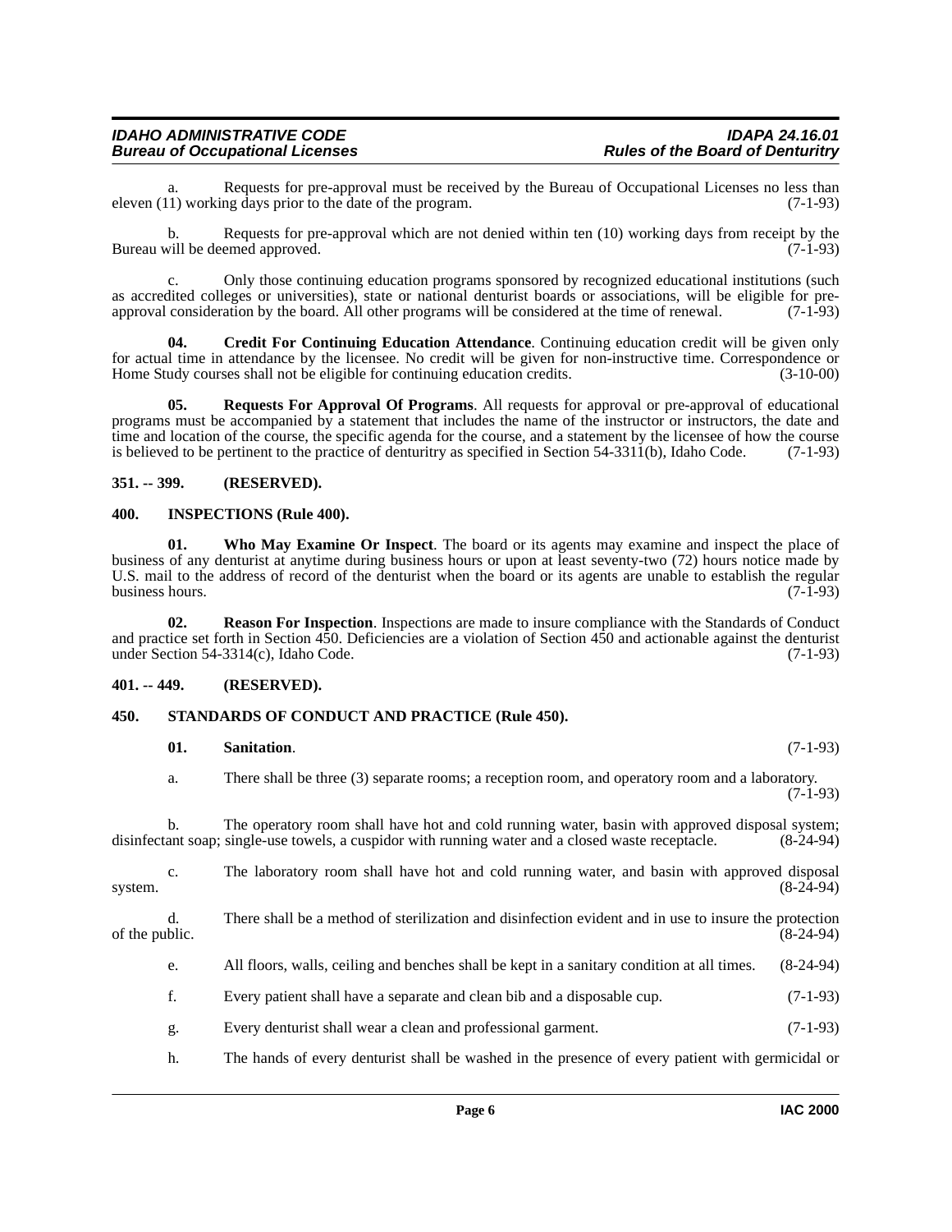a. Requests for pre-approval must be received by the Bureau of Occupational Licenses no less than eleven (11) working days prior to the date of the program. (7-1-93)

b. Requests for pre-approval which are not denied within ten (10) working days from receipt by the Bureau will be deemed approved. (7-1-93)

c. Only those continuing education programs sponsored by recognized educational institutions (such as accredited colleges or universities), state or national denturist boards or associations, will be eligible for pre-approval consideration by the board. All other programs will be considered at the time of renewal. (7-1-93)

**04. Credit For Continuing Education Attendance**. Continuing education credit will be given only for actual time in attendance by the licensee. No credit will be given for non-instructive time. Correspondence or Home Study courses shall not be eligible for continuing education credits. (3-10-00)

**05. Requests For Approval Of Programs**. All requests for approval or pre-approval of educational programs must be accompanied by a statement that includes the name of the instructor or instructors, the date and time and location of the course, the specific agenda for the course, and a statement by the licensee of how the course is believed to be pertinent to the practice of denturitry as specified in Section 54-3311(b), Idaho Code. (7-1-93)

## 351. -- 399. (RESERVED).

## 400. INSPECTIONS (Rule 400).

**01. Who May Examine Or Inspect**. The board or its agents may examine and inspect the place of business of any denturist at anytime during business hours or upon at least seventy-two (72) hours notice made by U.S. mail to the address of record of the denturist when the board or its agents are unable to establish the regular business hours. (7-1-93)

**02. Reason For Inspection**. Inspections are made to insure compliance with the Standards of Conduct and practice set forth in Section 450. Deficiencies are a violation of Section 450 and actionable against the denturist under Section 54-3314(c), Idaho Code. (7-1-93)

## 401. -- 449. (RESERVED).

## 450. STANDARDS OF CONDUCT AND PRACTICE (Rule 450).

**01. Sanitation**. (7-1-93)

a. There shall be three (3) separate rooms; a reception room, and operatory room and a laboratory. (7-1-93)

b. The operatory room shall have hot and cold running water, basin with approved disposal system; disinfectant soap; single-use towels, a cuspidor with running water and a closed waste receptacle. (8-24-94)

c. The laboratory room shall have hot and cold running water, and basin with approved disposal system. (8-24-94)

d. There shall be a method of sterilization and disinfection evident and in use to insure the protection of the public. (8-24-94)

e. All floors, walls, ceiling and benches shall be kept in a sanitary condition at all times. (8-24-94)

f. Every patient shall have a separate and clean bib and a disposable cup. (7-1-93)

g. Every denturist shall wear a clean and professional garment. (7-1-93)

h. The hands of every denturist shall be washed in the presence of every patient with germicidal or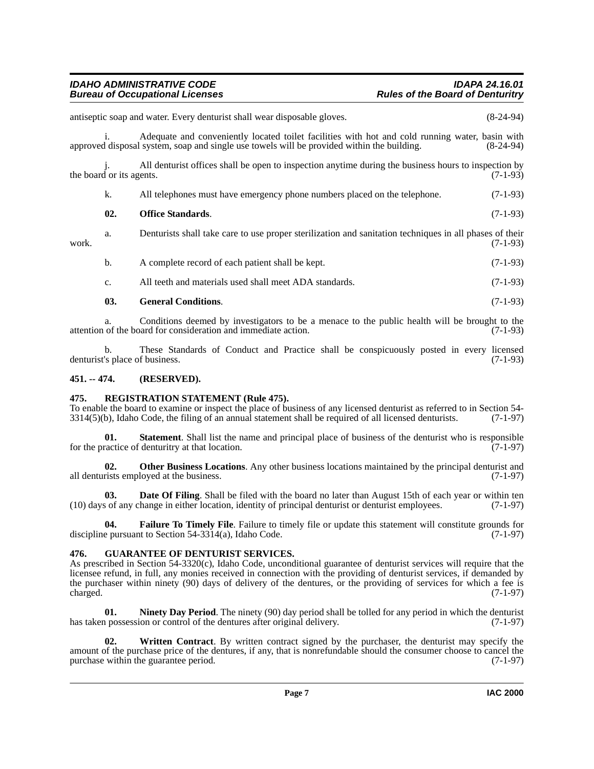antiseptic soap and water. Every denturist shall wear disposable gloves. (8-24-94)

i. Adequate and conveniently located toilet facilities with hot and cold running water, basin with approved disposal system, soap and single use towels will be provided within the building. (8-24-94)

j. All denturist offices shall be open to inspection anytime during the business hours to inspection by the board or its agents. (7-1-93)

k. All telephones must have emergency phone numbers placed on the telephone. (7-1-93)

**02. Office Standards**. (7-1-93)

a. Denturists shall take care to use proper sterilization and sanitation techniques in all phases of their work. (7-1-93)

b. A complete record of each patient shall be kept. (7-1-93)

c. All teeth and materials used shall meet ADA standards. (7-1-93)

**03. General Conditions**. (7-1-93)

a. Conditions deemed by investigators to be a menace to the public health will be brought to the attention of the board for consideration and immediate action. (7-1-93)

b. These Standards of Conduct and Practice shall be conspicuously posted in every licensed denturist's place of business. (7-1-93)

### 451. -- 474. (RESERVED).

### 475. REGISTRATION STATEMENT (Rule 475).

To enable the board to examine or inspect the place of business of any licensed denturist as referred to in Section 54-3314(5)(b), Idaho Code, the filing of an annual statement shall be required of all licensed denturists. (7-1-97)

**01. Statement**. Shall list the name and principal place of business of the denturist who is responsible for the practice of denturitry at that location. (7-1-97)

**02. Other Business Locations**. Any other business locations maintained by the principal denturist and all denturists employed at the business. (7-1-97)

**03. Date Of Filing**. Shall be filed with the board no later than August 15th of each year or within ten (10) days of any change in either location, identity of principal denturist or denturist employees. (7-1-97)

**04. Failure To Timely File**. Failure to timely file or update this statement will constitute grounds for discipline pursuant to Section 54-3314(a), Idaho Code. (7-1-97)

### 476. GUARANTEE OF DENTURIST SERVICES.

As prescribed in Section 54-3320(c), Idaho Code, unconditional guarantee of denturist services will require that the licensee refund, in full, any monies received in connection with the providing of denturist services, if demanded by the purchaser within ninety (90) days of delivery of the dentures, or the providing of services for which a fee is charged. (7-1-97)

**01. Ninety Day Period**. The ninety (90) day period shall be tolled for any period in which the denturist has taken possession or control of the dentures after original delivery. (7-1-97)

**02. Written Contract**. By written contract signed by the purchaser, the denturist may specify the amount of the purchase price of the dentures, if any, that is nonrefundable should the consumer choose to cancel the purchase within the guarantee period. (7-1-97)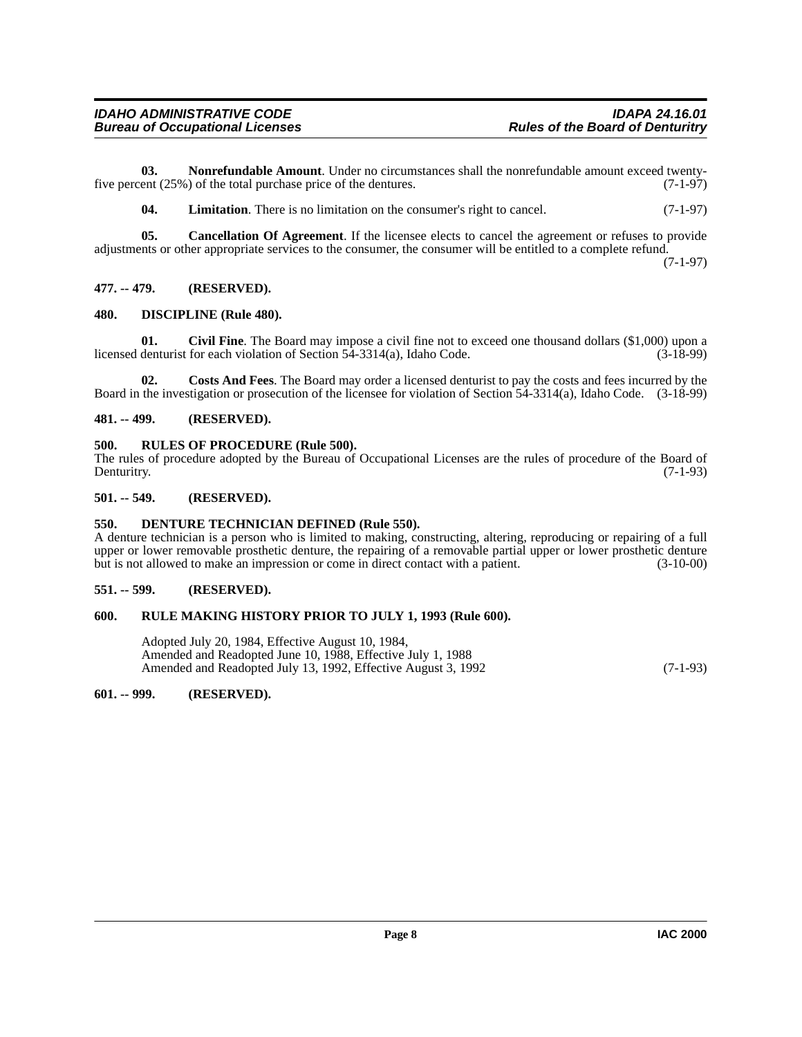**03. Nonrefundable Amount**. Under no circumstances shall the nonrefundable amount exceed twenty-five percent (25%) of the total purchase price of the dentures. (7-1-97)

**04. Limitation**. There is no limitation on the consumer's right to cancel. (7-1-97)

**05. Cancellation Of Agreement**. If the licensee elects to cancel the agreement or refuses to provide adjustments or other appropriate services to the consumer, the consumer will be entitled to a complete refund. (7-1-97)

### 477. -- 479. (RESERVED).

### 480. DISCIPLINE (Rule 480).

**01. Civil Fine**. The Board may impose a civil fine not to exceed one thousand dollars ($1,000) upon a licensed denturist for each violation of Section 54-3314(a), Idaho Code. (3-18-99)

**02. Costs And Fees**. The Board may order a licensed denturist to pay the costs and fees incurred by the Board in the investigation or prosecution of the licensee for violation of Section 54-3314(a), Idaho Code. (3-18-99)

### 481. -- 499. (RESERVED).

### 500. RULES OF PROCEDURE (Rule 500).

The rules of procedure adopted by the Bureau of Occupational Licenses are the rules of procedure of the Board of Denturitry. (7-1-93)

### 501. -- 549. (RESERVED).

### 550. DENTURE TECHNICIAN DEFINED (Rule 550).

A denture technician is a person who is limited to making, constructing, altering, reproducing or repairing of a full upper or lower removable prosthetic denture, the repairing of a removable partial upper or lower prosthetic denture but is not allowed to make an impression or come in direct contact with a patient. (3-10-00)

### 551. -- 599. (RESERVED).

### 600. RULE MAKING HISTORY PRIOR TO JULY 1, 1993 (Rule 600).

Adopted July 20, 1984, Effective August 10, 1984,
Amended and Readopted June 10, 1988, Effective July 1, 1988
Amended and Readopted July 13, 1992, Effective August 3, 1992 (7-1-93)

### 601. -- 999. (RESERVED).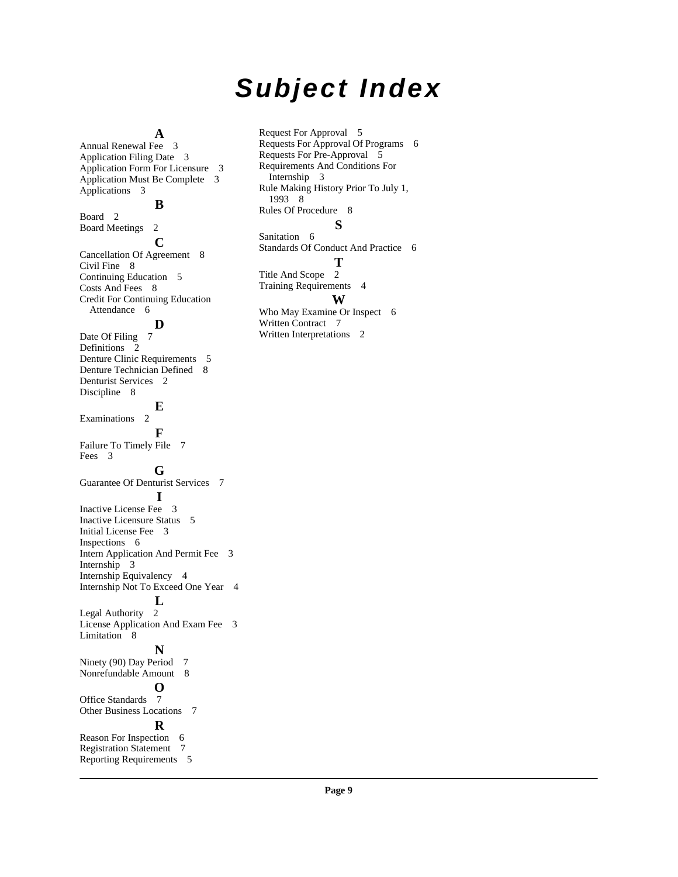# Subject Index

**A**

Annual Renewal Fee 3
Application Filing Date 3
Application Form For Licensure 3
Application Must Be Complete 3
Applications 3

**B**

Board 2
Board Meetings 2

**C**

Cancellation Of Agreement 8
Civil Fine 8
Continuing Education 5
Costs And Fees 8
Credit For Continuing Education Attendance 6

**D**

Date Of Filing 7
Definitions 2
Denture Clinic Requirements 5
Denture Technician Defined 8
Denturist Services 2
Discipline 8

**E**

Examinations 2

**F**

Failure To Timely File 7
Fees 3

**G**

Guarantee Of Denturist Services 7

**I**

Inactive License Fee 3
Inactive Licensure Status 5
Initial License Fee 3
Inspections 6
Intern Application And Permit Fee 3
Internship 3
Internship Equivalency 4
Internship Not To Exceed One Year 4

**L**

Legal Authority 2
License Application And Exam Fee 3
Limitation 8

**N**

Ninety (90) Day Period 7
Nonrefundable Amount 8

**O**

Office Standards 7
Other Business Locations 7

**R**

Reason For Inspection 6
Registration Statement 7
Reporting Requirements 5
Request For Approval 5
Requests For Approval Of Programs 6
Requests For Pre-Approval 5
Requirements And Conditions For Internship 3
Rule Making History Prior To July 1, 1993 8
Rules Of Procedure 8

**S**

Sanitation 6
Standards Of Conduct And Practice 6

**T**

Title And Scope 2
Training Requirements 4

**W**

Who May Examine Or Inspect 6
Written Contract 7
Written Interpretations 2